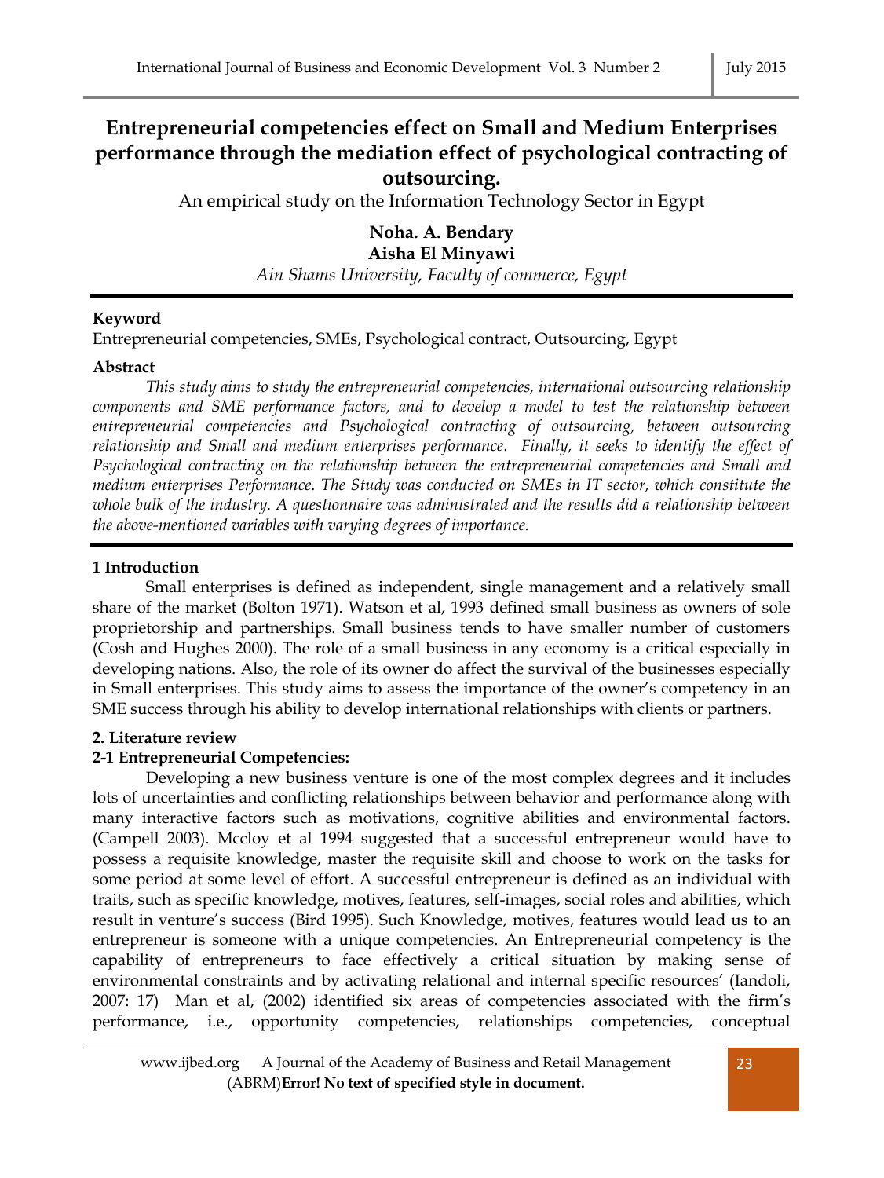# Entrepreneurial competencies effect on Small and Medium Enterprises performance through the mediation effect of psychological contracting of outsourcing.

An empirical study on the Information Technology Sector in Egypt

**Noha. A. Bendary**
**Aisha El Minyawi**
*Ain Shams University, Faculty of commerce, Egypt*

**Keyword**

Entrepreneurial competencies, SMEs, Psychological contract, Outsourcing, Egypt

**Abstract**

*This study aims to study the entrepreneurial competencies, international outsourcing relationship components and SME performance factors, and to develop a model to test the relationship between entrepreneurial competencies and Psychological contracting of outsourcing, between outsourcing relationship and Small and medium enterprises performance. Finally, it seeks to identify the effect of Psychological contracting on the relationship between the entrepreneurial competencies and Small and medium enterprises Performance. The Study was conducted on SMEs in IT sector, which constitute the whole bulk of the industry. A questionnaire was administrated and the results did a relationship between the above-mentioned variables with varying degrees of importance.*

## 1 Introduction

Small enterprises is defined as independent, single management and a relatively small share of the market (Bolton 1971). Watson et al, 1993 defined small business as owners of sole proprietorship and partnerships. Small business tends to have smaller number of customers (Cosh and Hughes 2000). The role of a small business in any economy is a critical especially in developing nations. Also, the role of its owner do affect the survival of the businesses especially in Small enterprises. This study aims to assess the importance of the owner's competency in an SME success through his ability to develop international relationships with clients or partners.

## 2. Literature review

### 2-1 Entrepreneurial Competencies:

Developing a new business venture is one of the most complex degrees and it includes lots of uncertainties and conflicting relationships between behavior and performance along with many interactive factors such as motivations, cognitive abilities and environmental factors. (Campell 2003). Mccloy et al 1994 suggested that a successful entrepreneur would have to possess a requisite knowledge, master the requisite skill and choose to work on the tasks for some period at some level of effort. A successful entrepreneur is defined as an individual with traits, such as specific knowledge, motives, features, self-images, social roles and abilities, which result in venture's success (Bird 1995). Such Knowledge, motives, features would lead us to an entrepreneur is someone with a unique competencies. An Entrepreneurial competency is the capability of entrepreneurs to face effectively a critical situation by making sense of environmental constraints and by activating relational and internal specific resources' (Iandoli, 2007: 17) Man et al, (2002) identified six areas of competencies associated with the firm's performance, i.e., opportunity competencies, relationships competencies, conceptual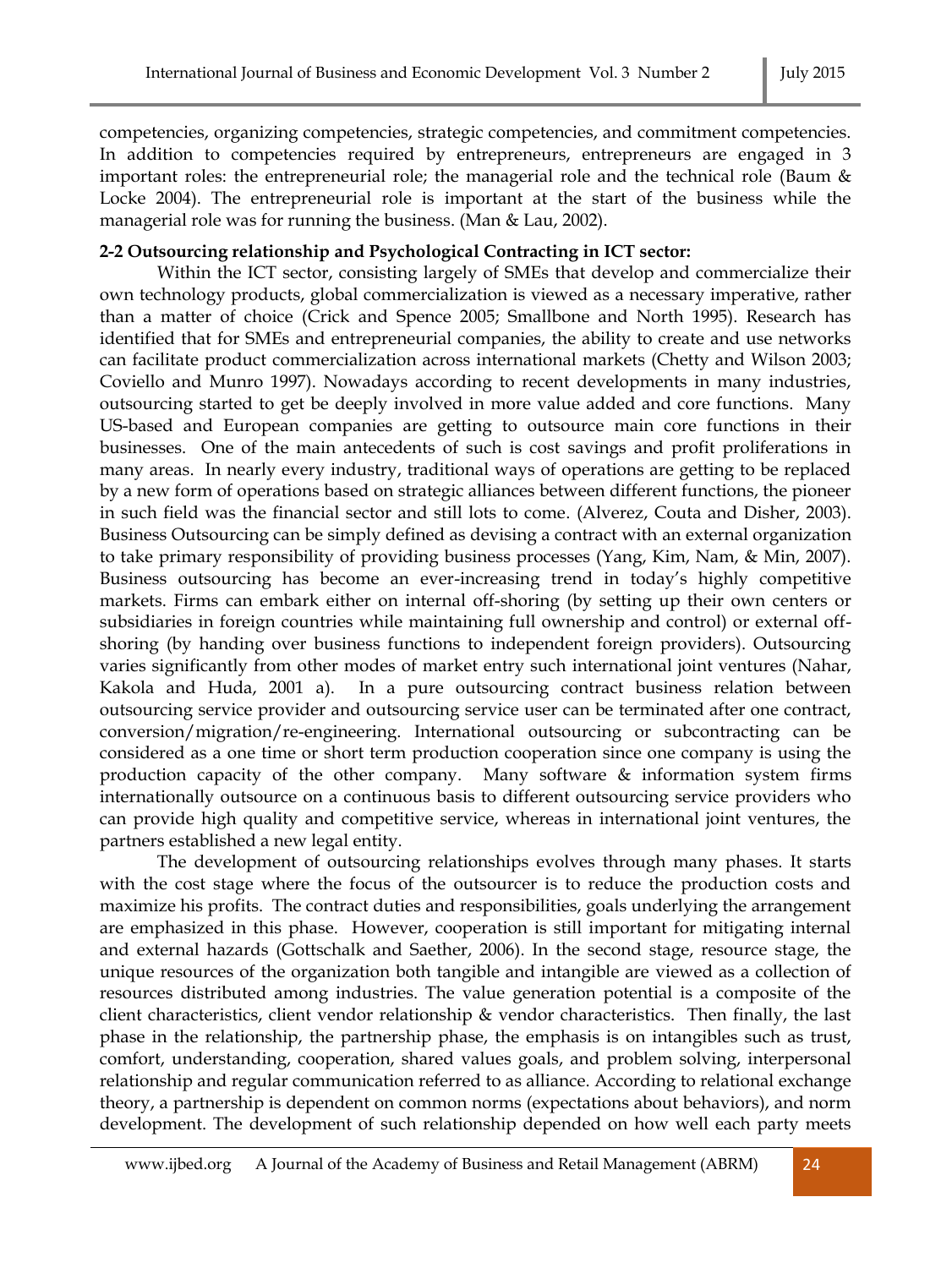competencies, organizing competencies, strategic competencies, and commitment competencies. In addition to competencies required by entrepreneurs, entrepreneurs are engaged in 3 important roles: the entrepreneurial role; the managerial role and the technical role (Baum & Locke 2004). The entrepreneurial role is important at the start of the business while the managerial role was for running the business. (Man & Lau, 2002).

**2-2 Outsourcing relationship and Psychological Contracting in ICT sector:**

Within the ICT sector, consisting largely of SMEs that develop and commercialize their own technology products, global commercialization is viewed as a necessary imperative, rather than a matter of choice (Crick and Spence 2005; Smallbone and North 1995). Research has identified that for SMEs and entrepreneurial companies, the ability to create and use networks can facilitate product commercialization across international markets (Chetty and Wilson 2003; Coviello and Munro 1997). Nowadays according to recent developments in many industries, outsourcing started to get be deeply involved in more value added and core functions. Many US-based and European companies are getting to outsource main core functions in their businesses. One of the main antecedents of such is cost savings and profit proliferations in many areas. In nearly every industry, traditional ways of operations are getting to be replaced by a new form of operations based on strategic alliances between different functions, the pioneer in such field was the financial sector and still lots to come. (Alverez, Couta and Disher, 2003). Business Outsourcing can be simply defined as devising a contract with an external organization to take primary responsibility of providing business processes (Yang, Kim, Nam, & Min, 2007). Business outsourcing has become an ever-increasing trend in today's highly competitive markets. Firms can embark either on internal off-shoring (by setting up their own centers or subsidiaries in foreign countries while maintaining full ownership and control) or external off-shoring (by handing over business functions to independent foreign providers). Outsourcing varies significantly from other modes of market entry such international joint ventures (Nahar, Kakola and Huda, 2001 a). In a pure outsourcing contract business relation between outsourcing service provider and outsourcing service user can be terminated after one contract, conversion/migration/re-engineering. International outsourcing or subcontracting can be considered as a one time or short term production cooperation since one company is using the production capacity of the other company. Many software & information system firms internationally outsource on a continuous basis to different outsourcing service providers who can provide high quality and competitive service, whereas in international joint ventures, the partners established a new legal entity.

The development of outsourcing relationships evolves through many phases. It starts with the cost stage where the focus of the outsourcer is to reduce the production costs and maximize his profits. The contract duties and responsibilities, goals underlying the arrangement are emphasized in this phase. However, cooperation is still important for mitigating internal and external hazards (Gottschalk and Saether, 2006). In the second stage, resource stage, the unique resources of the organization both tangible and intangible are viewed as a collection of resources distributed among industries. The value generation potential is a composite of the client characteristics, client vendor relationship & vendor characteristics. Then finally, the last phase in the relationship, the partnership phase, the emphasis is on intangibles such as trust, comfort, understanding, cooperation, shared values goals, and problem solving, interpersonal relationship and regular communication referred to as alliance. According to relational exchange theory, a partnership is dependent on common norms (expectations about behaviors), and norm development. The development of such relationship depended on how well each party meets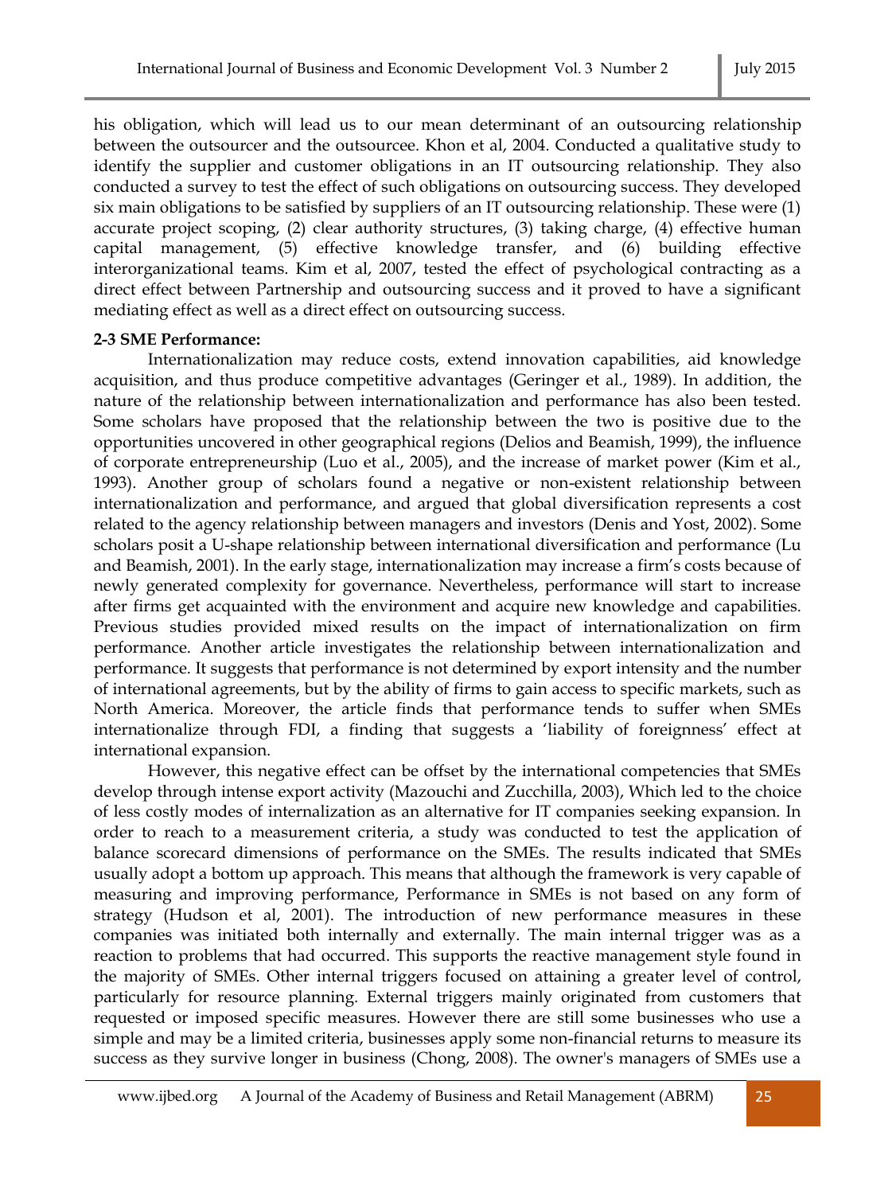his obligation, which will lead us to our mean determinant of an outsourcing relationship between the outsourcer and the outsourcee. Khon et al, 2004. Conducted a qualitative study to identify the supplier and customer obligations in an IT outsourcing relationship. They also conducted a survey to test the effect of such obligations on outsourcing success. They developed six main obligations to be satisfied by suppliers of an IT outsourcing relationship. These were (1) accurate project scoping, (2) clear authority structures, (3) taking charge, (4) effective human capital management, (5) effective knowledge transfer, and (6) building effective interorganizational teams. Kim et al, 2007, tested the effect of psychological contracting as a direct effect between Partnership and outsourcing success and it proved to have a significant mediating effect as well as a direct effect on outsourcing success.

**2-3 SME Performance:**

Internationalization may reduce costs, extend innovation capabilities, aid knowledge acquisition, and thus produce competitive advantages (Geringer et al., 1989). In addition, the nature of the relationship between internationalization and performance has also been tested. Some scholars have proposed that the relationship between the two is positive due to the opportunities uncovered in other geographical regions (Delios and Beamish, 1999), the influence of corporate entrepreneurship (Luo et al., 2005), and the increase of market power (Kim et al., 1993). Another group of scholars found a negative or non-existent relationship between internationalization and performance, and argued that global diversification represents a cost related to the agency relationship between managers and investors (Denis and Yost, 2002). Some scholars posit a U-shape relationship between international diversification and performance (Lu and Beamish, 2001). In the early stage, internationalization may increase a firm's costs because of newly generated complexity for governance. Nevertheless, performance will start to increase after firms get acquainted with the environment and acquire new knowledge and capabilities. Previous studies provided mixed results on the impact of internationalization on firm performance. Another article investigates the relationship between internationalization and performance. It suggests that performance is not determined by export intensity and the number of international agreements, but by the ability of firms to gain access to specific markets, such as North America. Moreover, the article finds that performance tends to suffer when SMEs internationalize through FDI, a finding that suggests a 'liability of foreignness' effect at international expansion.

However, this negative effect can be offset by the international competencies that SMEs develop through intense export activity (Mazouchi and Zucchilla, 2003), Which led to the choice of less costly modes of internalization as an alternative for IT companies seeking expansion. In order to reach to a measurement criteria, a study was conducted to test the application of balance scorecard dimensions of performance on the SMEs. The results indicated that SMEs usually adopt a bottom up approach. This means that although the framework is very capable of measuring and improving performance, Performance in SMEs is not based on any form of strategy (Hudson et al, 2001). The introduction of new performance measures in these companies was initiated both internally and externally. The main internal trigger was as a reaction to problems that had occurred. This supports the reactive management style found in the majority of SMEs. Other internal triggers focused on attaining a greater level of control, particularly for resource planning. External triggers mainly originated from customers that requested or imposed specific measures. However there are still some businesses who use a simple and may be a limited criteria, businesses apply some non-financial returns to measure its success as they survive longer in business (Chong, 2008). The owner's managers of SMEs use a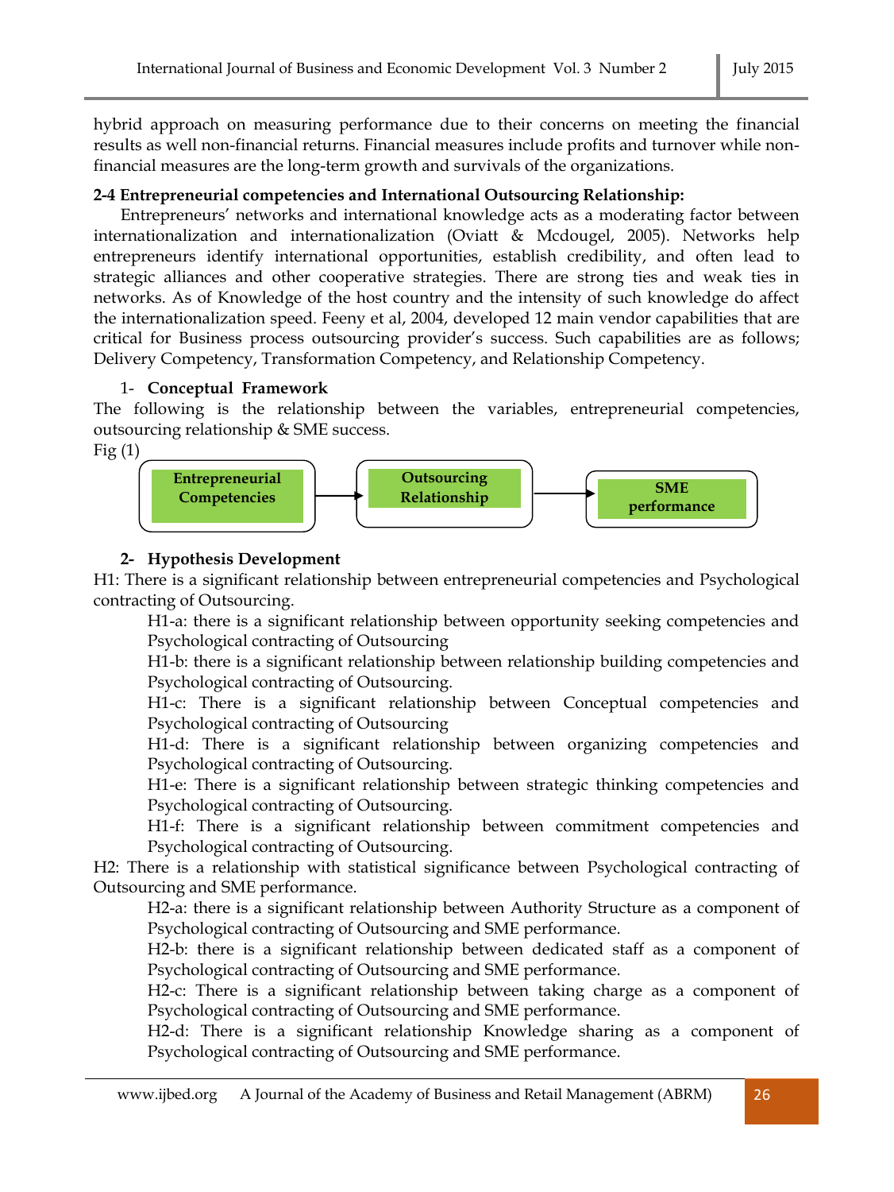hybrid approach on measuring performance due to their concerns on meeting the financial results as well non-financial returns. Financial measures include profits and turnover while non-financial measures are the long-term growth and survivals of the organizations.

**2-4 Entrepreneurial competencies and International Outsourcing Relationship:**

Entrepreneurs' networks and international knowledge acts as a moderating factor between internationalization and internationalization (Oviatt & Mcdougel, 2005). Networks help entrepreneurs identify international opportunities, establish credibility, and often lead to strategic alliances and other cooperative strategies. There are strong ties and weak ties in networks. As of Knowledge of the host country and the intensity of such knowledge do affect the internationalization speed. Feeny et al, 2004, developed 12 main vendor capabilities that are critical for Business process outsourcing provider's success. Such capabilities are as follows; Delivery Competency, Transformation Competency, and Relationship Competency.

1- **Conceptual Framework**

The following is the relationship between the variables, entrepreneurial competencies, outsourcing relationship & SME success.

Fig (1)

**Entrepreneurial Competencies** → **Outsourcing Relationship** → **SME performance**

2- **Hypothesis Development**

H1: There is a significant relationship between entrepreneurial competencies and Psychological contracting of Outsourcing.

- H1-a: there is a significant relationship between opportunity seeking competencies and Psychological contracting of Outsourcing
- H1-b: there is a significant relationship between relationship building competencies and Psychological contracting of Outsourcing.
- H1-c: There is a significant relationship between Conceptual competencies and Psychological contracting of Outsourcing
- H1-d: There is a significant relationship between organizing competencies and Psychological contracting of Outsourcing.
- H1-e: There is a significant relationship between strategic thinking competencies and Psychological contracting of Outsourcing.
- H1-f: There is a significant relationship between commitment competencies and Psychological contracting of Outsourcing.

H2: There is a relationship with statistical significance between Psychological contracting of Outsourcing and SME performance.

- H2-a: there is a significant relationship between Authority Structure as a component of Psychological contracting of Outsourcing and SME performance.
- H2-b: there is a significant relationship between dedicated staff as a component of Psychological contracting of Outsourcing and SME performance.
- H2-c: There is a significant relationship between taking charge as a component of Psychological contracting of Outsourcing and SME performance.
- H2-d: There is a significant relationship Knowledge sharing as a component of Psychological contracting of Outsourcing and SME performance.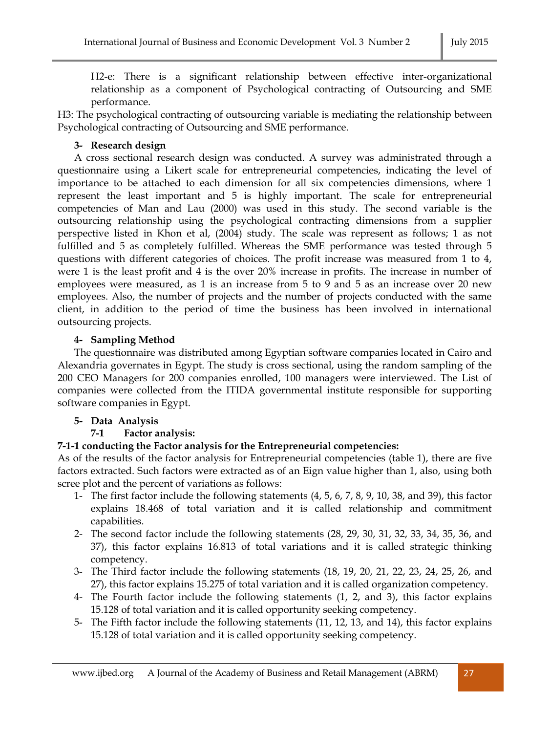H2-e: There is a significant relationship between effective inter-organizational relationship as a component of Psychological contracting of Outsourcing and SME performance.

H3: The psychological contracting of outsourcing variable is mediating the relationship between Psychological contracting of Outsourcing and SME performance.

## 3- Research design

A cross sectional research design was conducted. A survey was administrated through a questionnaire using a Likert scale for entrepreneurial competencies, indicating the level of importance to be attached to each dimension for all six competencies dimensions, where 1 represent the least important and 5 is highly important. The scale for entrepreneurial competencies of Man and Lau (2000) was used in this study. The second variable is the outsourcing relationship using the psychological contracting dimensions from a supplier perspective listed in Khon et al, (2004) study. The scale was represent as follows; 1 as not fulfilled and 5 as completely fulfilled. Whereas the SME performance was tested through 5 questions with different categories of choices. The profit increase was measured from 1 to 4, were 1 is the least profit and 4 is the over 20% increase in profits. The increase in number of employees were measured, as 1 is an increase from 5 to 9 and 5 as an increase over 20 new employees. Also, the number of projects and the number of projects conducted with the same client, in addition to the period of time the business has been involved in international outsourcing projects.

## 4- Sampling Method

The questionnaire was distributed among Egyptian software companies located in Cairo and Alexandria governates in Egypt. The study is cross sectional, using the random sampling of the 200 CEO Managers for 200 companies enrolled, 100 managers were interviewed. The List of companies were collected from the ITIDA governmental institute responsible for supporting software companies in Egypt.

## 5- Data Analysis

### 7-1 Factor analysis:

**7-1-1 conducting the Factor analysis for the Entrepreneurial competencies:**

As of the results of the factor analysis for Entrepreneurial competencies (table 1), there are five factors extracted. Such factors were extracted as of an Eign value higher than 1, also, using both scree plot and the percent of variations as follows:

1- The first factor include the following statements (4, 5, 6, 7, 8, 9, 10, 38, and 39), this factor explains 18.468 of total variation and it is called relationship and commitment capabilities.
2- The second factor include the following statements (28, 29, 30, 31, 32, 33, 34, 35, 36, and 37), this factor explains 16.813 of total variations and it is called strategic thinking competency.
3- The Third factor include the following statements (18, 19, 20, 21, 22, 23, 24, 25, 26, and 27), this factor explains 15.275 of total variation and it is called organization competency.
4- The Fourth factor include the following statements (1, 2, and 3), this factor explains 15.128 of total variation and it is called opportunity seeking competency.
5- The Fifth factor include the following statements (11, 12, 13, and 14), this factor explains 15.128 of total variation and it is called opportunity seeking competency.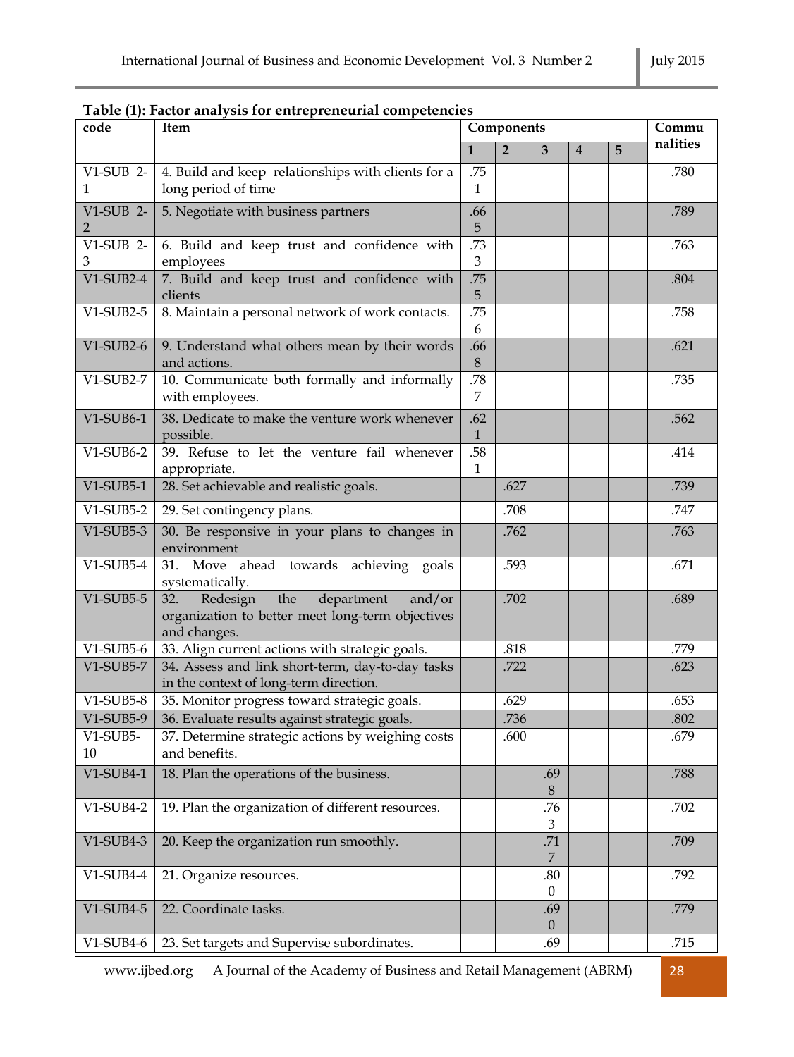**Table (1): Factor analysis for entrepreneurial competencies**

| code | Item | Components | | | | | Communalities |
|---|---|---|---|---|---|---|---|
| | | 1 | 2 | 3 | 4 | 5 | |
| V1-SUB 2-1 | 4. Build and keep relationships with clients for a long period of time | .751 | | | | | .780 |
| V1-SUB 2-2 | 5. Negotiate with business partners | .665 | | | | | .789 |
| V1-SUB 2-3 | 6. Build and keep trust and confidence with employees | .733 | | | | | .763 |
| V1-SUB2-4 | 7. Build and keep trust and confidence with clients | .755 | | | | | .804 |
| V1-SUB2-5 | 8. Maintain a personal network of work contacts. | .756 | | | | | .758 |
| V1-SUB2-6 | 9. Understand what others mean by their words and actions. | .668 | | | | | .621 |
| V1-SUB2-7 | 10. Communicate both formally and informally with employees. | .787 | | | | | .735 |
| V1-SUB6-1 | 38. Dedicate to make the venture work whenever possible. | .621 | | | | | .562 |
| V1-SUB6-2 | 39. Refuse to let the venture fail whenever appropriate. | .581 | | | | | .414 |
| V1-SUB5-1 | 28. Set achievable and realistic goals. | | .627 | | | | .739 |
| V1-SUB5-2 | 29. Set contingency plans. | | .708 | | | | .747 |
| V1-SUB5-3 | 30. Be responsive in your plans to changes in environment | | .762 | | | | .763 |
| V1-SUB5-4 | 31. Move ahead towards achieving goals systematically. | | .593 | | | | .671 |
| V1-SUB5-5 | 32. Redesign the department and/or organization to better meet long-term objectives and changes. | | .702 | | | | .689 |
| V1-SUB5-6 | 33. Align current actions with strategic goals. | | .818 | | | | .779 |
| V1-SUB5-7 | 34. Assess and link short-term, day-to-day tasks in the context of long-term direction. | | .722 | | | | .623 |
| V1-SUB5-8 | 35. Monitor progress toward strategic goals. | | .629 | | | | .653 |
| V1-SUB5-9 | 36. Evaluate results against strategic goals. | | .736 | | | | .802 |
| V1-SUB5-10 | 37. Determine strategic actions by weighing costs and benefits. | | .600 | | | | .679 |
| V1-SUB4-1 | 18. Plan the operations of the business. | | | .698 | | | .788 |
| V1-SUB4-2 | 19. Plan the organization of different resources. | | | .763 | | | .702 |
| V1-SUB4-3 | 20. Keep the organization run smoothly. | | | .717 | | | .709 |
| V1-SUB4-4 | 21. Organize resources. | | | .800 | | | .792 |
| V1-SUB4-5 | 22. Coordinate tasks. | | | .690 | | | .779 |
| V1-SUB4-6 | 23. Set targets and Supervise subordinates. | | | .69 | | | .715 |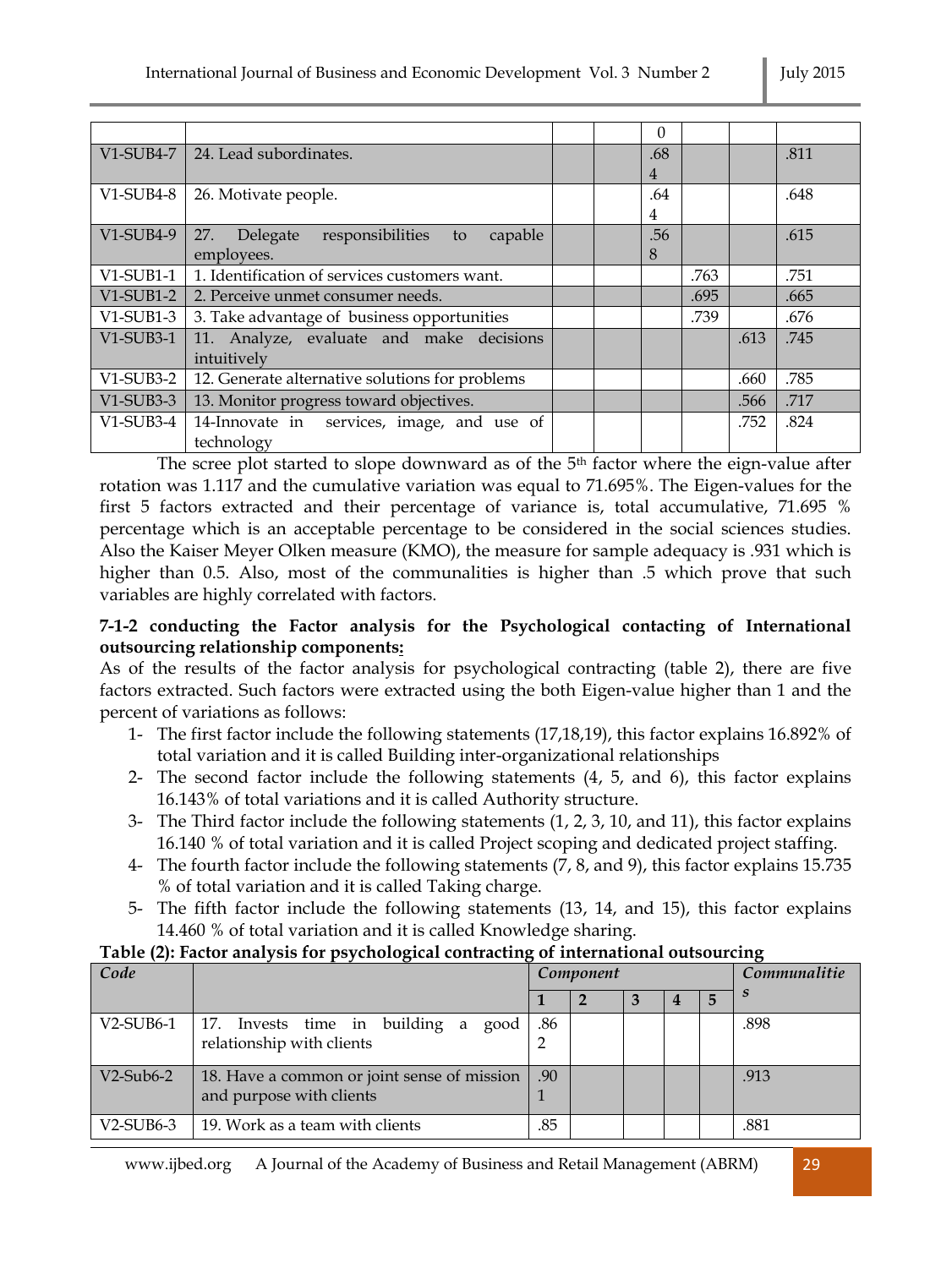| | | | | | | | |
|---|---|---|---|---|---|---|---|
| | | | | 0 | | | |
| V1-SUB4-7 | 24. Lead subordinates. | | | .684 | | | .811 |
| V1-SUB4-8 | 26. Motivate people. | | | .644 | | | .648 |
| V1-SUB4-9 | 27. Delegate responsibilities to capable employees. | | | .568 | | | .615 |
| V1-SUB1-1 | 1. Identification of services customers want. | | | | .763 | | .751 |
| V1-SUB1-2 | 2. Perceive unmet consumer needs. | | | | .695 | | .665 |
| V1-SUB1-3 | 3. Take advantage of business opportunities | | | | .739 | | .676 |
| V1-SUB3-1 | 11. Analyze, evaluate and make decisions intuitively | | | | | .613 | .745 |
| V1-SUB3-2 | 12. Generate alternative solutions for problems | | | | | .660 | .785 |
| V1-SUB3-3 | 13. Monitor progress toward objectives. | | | | | .566 | .717 |
| V1-SUB3-4 | 14-Innovate in services, image, and use of technology | | | | | .752 | .824 |

The scree plot started to slope downward as of the 5th factor where the eign-value after rotation was 1.117 and the cumulative variation was equal to 71.695%. The Eigen-values for the first 5 factors extracted and their percentage of variance is, total accumulative, 71.695 % percentage which is an acceptable percentage to be considered in the social sciences studies. Also the Kaiser Meyer Olken measure (KMO), the measure for sample adequacy is .931 which is higher than 0.5. Also, most of the communalities is higher than .5 which prove that such variables are highly correlated with factors.

**7-1-2 conducting the Factor analysis for the Psychological contacting of International outsourcing relationship components:**

As of the results of the factor analysis for psychological contracting (table 2), there are five factors extracted. Such factors were extracted using the both Eigen-value higher than 1 and the percent of variations as follows:

1- The first factor include the following statements (17,18,19), this factor explains 16.892% of total variation and it is called Building inter-organizational relationships
2- The second factor include the following statements (4, 5, and 6), this factor explains 16.143% of total variations and it is called Authority structure.
3- The Third factor include the following statements (1, 2, 3, 10, and 11), this factor explains 16.140 % of total variation and it is called Project scoping and dedicated project staffing.
4- The fourth factor include the following statements (7, 8, and 9), this factor explains 15.735 % of total variation and it is called Taking charge.
5- The fifth factor include the following statements (13, 14, and 15), this factor explains 14.460 % of total variation and it is called Knowledge sharing.

**Table (2): Factor analysis for psychological contracting of international outsourcing**

| *Code* | | *Component* | | | | | *Communalities* |
|---|---|---|---|---|---|---|---|
| | | **1** | **2** | **3** | **4** | **5** | |
| V2-SUB6-1 | 17. Invests time in building a good relationship with clients | .862 | | | | | .898 |
| V2-Sub6-2 | 18. Have a common or joint sense of mission and purpose with clients | .901 | | | | | .913 |
| V2-SUB6-3 | 19. Work as a team with clients | .85 | | | | | .881 |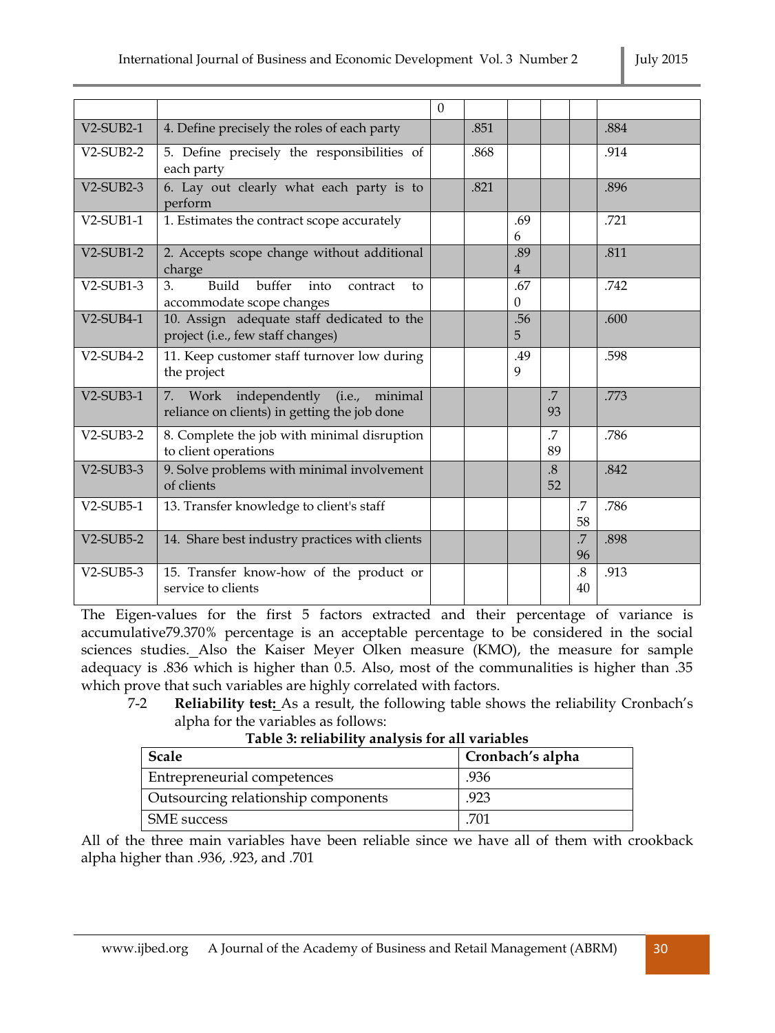| | | 0 | | | | | |
|---|---|---|---|---|---|---|---|
| V2-SUB2-1 | 4. Define precisely the roles of each party | | .851 | | | | .884 |
| V2-SUB2-2 | 5. Define precisely the responsibilities of each party | | .868 | | | | .914 |
| V2-SUB2-3 | 6. Lay out clearly what each party is to perform | | .821 | | | | .896 |
| V2-SUB1-1 | 1. Estimates the contract scope accurately | | | .696 | | | .721 |
| V2-SUB1-2 | 2. Accepts scope change without additional charge | | | .894 | | | .811 |
| V2-SUB1-3 | 3. Build buffer into contract to accommodate scope changes | | | .670 | | | .742 |
| V2-SUB4-1 | 10. Assign adequate staff dedicated to the project (i.e., few staff changes) | | | .565 | | | .600 |
| V2-SUB4-2 | 11. Keep customer staff turnover low during the project | | | .499 | | | .598 |
| V2-SUB3-1 | 7. Work independently (i.e., minimal reliance on clients) in getting the job done | | | | .793 | | .773 |
| V2-SUB3-2 | 8. Complete the job with minimal disruption to client operations | | | | .789 | | .786 |
| V2-SUB3-3 | 9. Solve problems with minimal involvement of clients | | | | .852 | | .842 |
| V2-SUB5-1 | 13. Transfer knowledge to client's staff | | | | | .758 | .786 |
| V2-SUB5-2 | 14. Share best industry practices with clients | | | | | .796 | .898 |
| V2-SUB5-3 | 15. Transfer know-how of the product or service to clients | | | | | .840 | .913 |

The Eigen-values for the first 5 factors extracted and their percentage of variance is accumulative79.370% percentage is an acceptable percentage to be considered in the social sciences studies. Also the Kaiser Meyer Olken measure (KMO), the measure for sample adequacy is .836 which is higher than 0.5. Also, most of the communalities is higher than .35 which prove that such variables are highly correlated with factors.

7-2 **Reliability test:** As a result, the following table shows the reliability Cronbach's alpha for the variables as follows:

**Table 3: reliability analysis for all variables**

| Scale | Cronbach's alpha |
|---|---|
| Entrepreneurial competences | .936 |
| Outsourcing relationship components | .923 |
| SME success | .701 |

All of the three main variables have been reliable since we have all of them with crookback alpha higher than .936, .923, and .701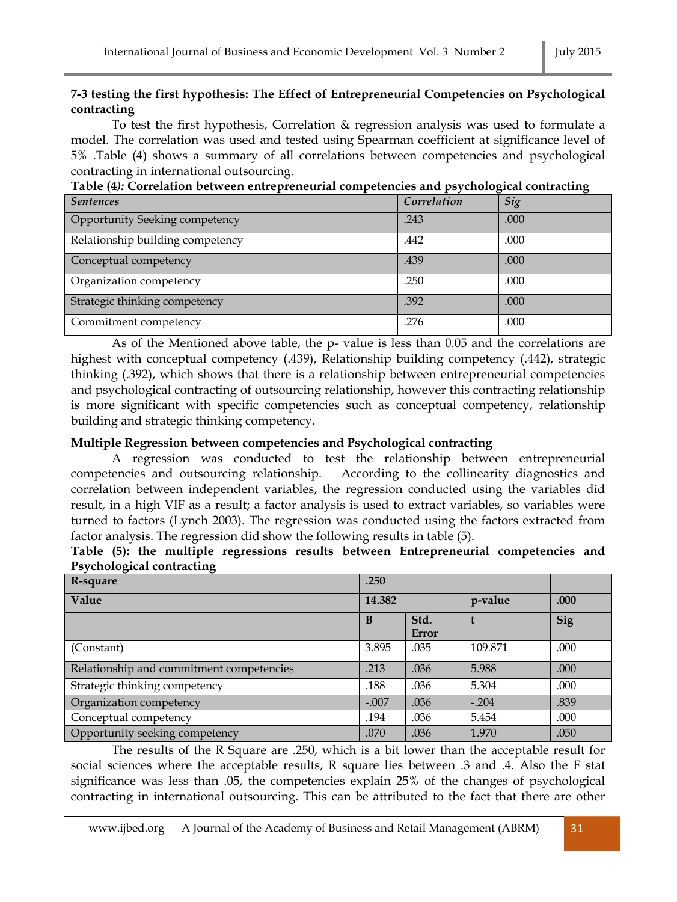### 7-3 testing the first hypothesis: The Effect of Entrepreneurial Competencies on Psychological contracting

To test the first hypothesis, Correlation & regression analysis was used to formulate a model. The correlation was used and tested using Spearman coefficient at significance level of 5% .Table (4) shows a summary of all correlations between competencies and psychological contracting in international outsourcing.

**Table (4): Correlation between entrepreneurial competencies and psychological contracting**

| *Sentences* | *Correlation* | *Sig* |
|---|---|---|
| Opportunity Seeking competency | .243 | .000 |
| Relationship building competency | .442 | .000 |
| Conceptual competency | .439 | .000 |
| Organization competency | .250 | .000 |
| Strategic thinking competency | .392 | .000 |
| Commitment competency | .276 | .000 |

As of the Mentioned above table, the p- value is less than 0.05 and the correlations are highest with conceptual competency (.439), Relationship building competency (.442), strategic thinking (.392), which shows that there is a relationship between entrepreneurial competencies and psychological contracting of outsourcing relationship, however this contracting relationship is more significant with specific competencies such as conceptual competency, relationship building and strategic thinking competency.

### Multiple Regression between competencies and Psychological contracting

A regression was conducted to test the relationship between entrepreneurial competencies and outsourcing relationship. According to the collinearity diagnostics and correlation between independent variables, the regression conducted using the variables did result, in a high VIF as a result; a factor analysis is used to extract variables, so variables were turned to factors (Lynch 2003). The regression was conducted using the factors extracted from factor analysis. The regression did show the following results in table (5).

**Table (5): the multiple regressions results between Entrepreneurial competencies and Psychological contracting**

| **R-square** | **.250** | | | |
|---|---|---|---|---|
| **Value** | **14.382** | | **p-value** | **.000** |
| | **B** | **Std. Error** | **t** | **Sig** |
| (Constant) | 3.895 | .035 | 109.871 | .000 |
| Relationship and commitment competencies | .213 | .036 | 5.988 | .000 |
| Strategic thinking competency | .188 | .036 | 5.304 | .000 |
| Organization competency | -.007 | .036 | -.204 | .839 |
| Conceptual competency | .194 | .036 | 5.454 | .000 |
| Opportunity seeking competency | .070 | .036 | 1.970 | .050 |

The results of the R Square are .250, which is a bit lower than the acceptable result for social sciences where the acceptable results, R square lies between .3 and .4. Also the F stat significance was less than .05, the competencies explain 25% of the changes of psychological contracting in international outsourcing. This can be attributed to the fact that there are other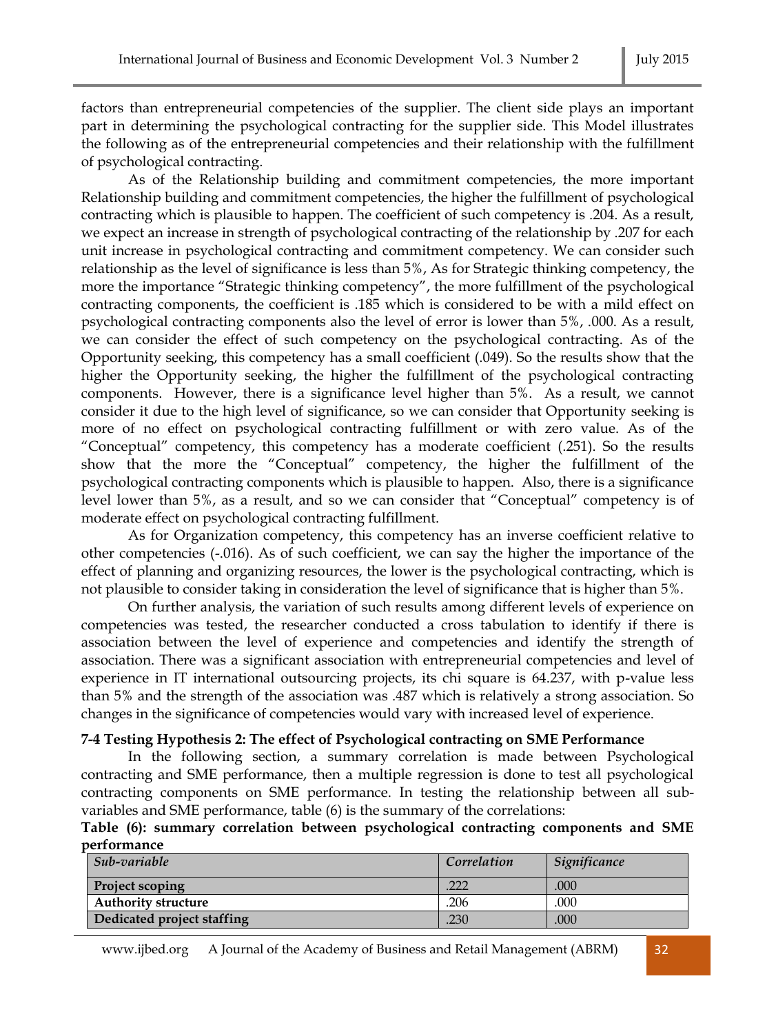factors than entrepreneurial competencies of the supplier. The client side plays an important part in determining the psychological contracting for the supplier side. This Model illustrates the following as of the entrepreneurial competencies and their relationship with the fulfillment of psychological contracting.

As of the Relationship building and commitment competencies, the more important Relationship building and commitment competencies, the higher the fulfillment of psychological contracting which is plausible to happen. The coefficient of such competency is .204. As a result, we expect an increase in strength of psychological contracting of the relationship by .207 for each unit increase in psychological contracting and commitment competency. We can consider such relationship as the level of significance is less than 5%, As for Strategic thinking competency, the more the importance "Strategic thinking competency", the more fulfillment of the psychological contracting components, the coefficient is .185 which is considered to be with a mild effect on psychological contracting components also the level of error is lower than 5%, .000. As a result, we can consider the effect of such competency on the psychological contracting. As of the Opportunity seeking, this competency has a small coefficient (.049). So the results show that the higher the Opportunity seeking, the higher the fulfillment of the psychological contracting components. However, there is a significance level higher than 5%. As a result, we cannot consider it due to the high level of significance, so we can consider that Opportunity seeking is more of no effect on psychological contracting fulfillment or with zero value. As of the "Conceptual" competency, this competency has a moderate coefficient (.251). So the results show that the more the "Conceptual" competency, the higher the fulfillment of the psychological contracting components which is plausible to happen. Also, there is a significance level lower than 5%, as a result, and so we can consider that "Conceptual" competency is of moderate effect on psychological contracting fulfillment.

As for Organization competency, this competency has an inverse coefficient relative to other competencies (-.016). As of such coefficient, we can say the higher the importance of the effect of planning and organizing resources, the lower is the psychological contracting, which is not plausible to consider taking in consideration the level of significance that is higher than 5%.

On further analysis, the variation of such results among different levels of experience on competencies was tested, the researcher conducted a cross tabulation to identify if there is association between the level of experience and competencies and identify the strength of association. There was a significant association with entrepreneurial competencies and level of experience in IT international outsourcing projects, its chi square is 64.237, with p-value less than 5% and the strength of the association was .487 which is relatively a strong association. So changes in the significance of competencies would vary with increased level of experience.

### 7-4 Testing Hypothesis 2: The effect of Psychological contracting on SME Performance

In the following section, a summary correlation is made between Psychological contracting and SME performance, then a multiple regression is done to test all psychological contracting components on SME performance. In testing the relationship between all sub-variables and SME performance, table (6) is the summary of the correlations:

**Table (6): summary correlation between psychological contracting components and SME performance**

| *Sub-variable* | *Correlation* | *Significance* |
|---|---|---|
| **Project scoping** | .222 | .000 |
| **Authority structure** | .206 | .000 |
| **Dedicated project staffing** | .230 | .000 |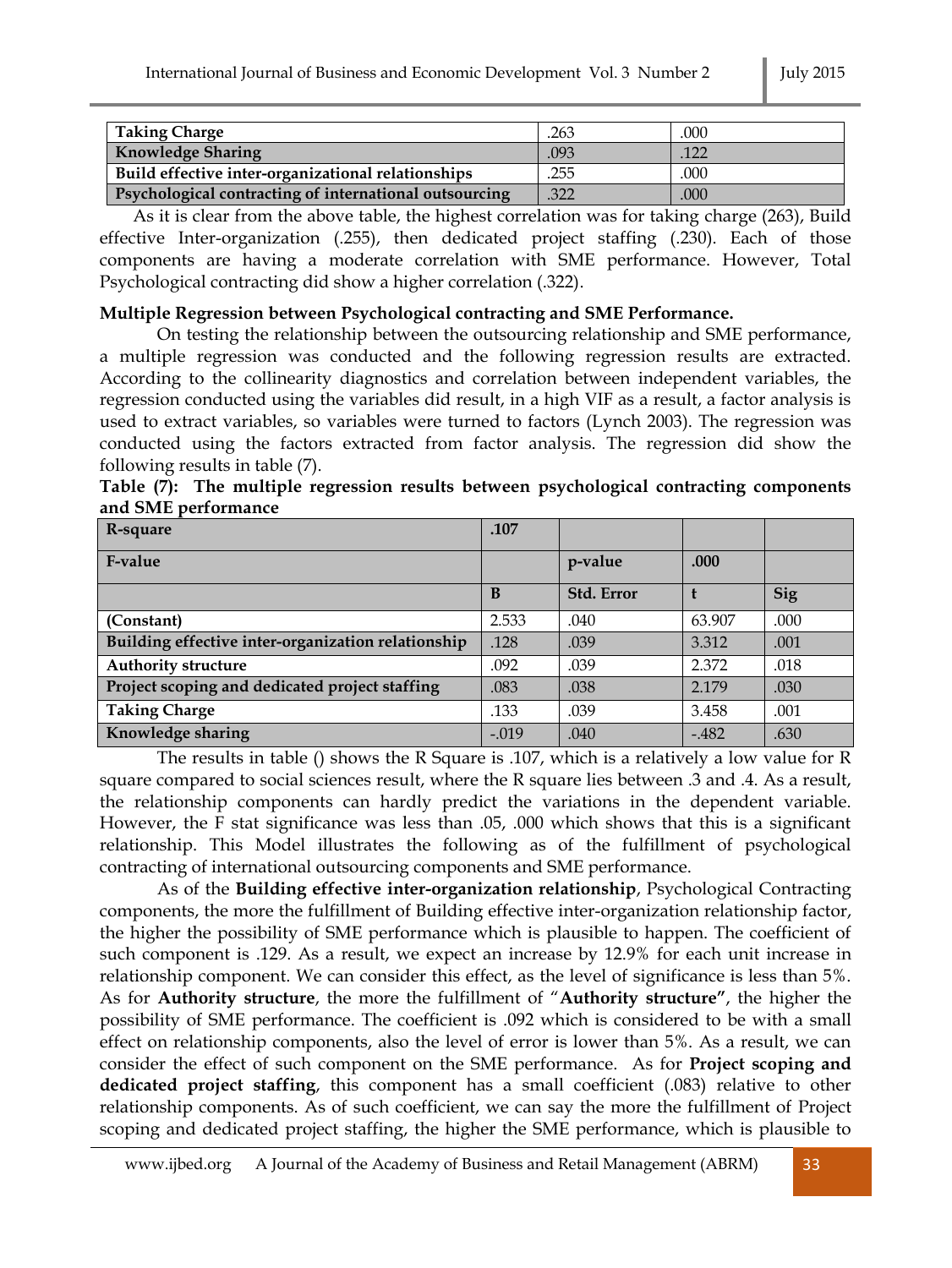| Taking Charge | .263 | .000 |
|---|---|---|
| Knowledge Sharing | .093 | .122 |
| Build effective inter-organizational relationships | .255 | .000 |
| Psychological contracting of international outsourcing | .322 | .000 |

As it is clear from the above table, the highest correlation was for taking charge (263), Build effective Inter-organization (.255), then dedicated project staffing (.230). Each of those components are having a moderate correlation with SME performance. However, Total Psychological contracting did show a higher correlation (.322).

**Multiple Regression between Psychological contracting and SME Performance.**

On testing the relationship between the outsourcing relationship and SME performance, a multiple regression was conducted and the following regression results are extracted. According to the collinearity diagnostics and correlation between independent variables, the regression conducted using the variables did result, in a high VIF as a result, a factor analysis is used to extract variables, so variables were turned to factors (Lynch 2003). The regression was conducted using the factors extracted from factor analysis. The regression did show the following results in table (7).

**Table (7): The multiple regression results between psychological contracting components and SME performance**

| R-square | .107 | | | |
|---|---|---|---|---|
| **F-value** | | **p-value** | **.000** | |
| | **B** | **Std. Error** | **t** | **Sig** |
| **(Constant)** | 2.533 | .040 | 63.907 | .000 |
| **Building effective inter-organization relationship** | .128 | .039 | 3.312 | .001 |
| **Authority structure** | .092 | .039 | 2.372 | .018 |
| **Project scoping and dedicated project staffing** | .083 | .038 | 2.179 | .030 |
| **Taking Charge** | .133 | .039 | 3.458 | .001 |
| **Knowledge sharing** | -.019 | .040 | -.482 | .630 |

The results in table () shows the R Square is .107, which is a relatively a low value for R square compared to social sciences result, where the R square lies between .3 and .4. As a result, the relationship components can hardly predict the variations in the dependent variable. However, the F stat significance was less than .05, .000 which shows that this is a significant relationship. This Model illustrates the following as of the fulfillment of psychological contracting of international outsourcing components and SME performance.

As of the **Building effective inter-organization relationship**, Psychological Contracting components, the more the fulfillment of Building effective inter-organization relationship factor, the higher the possibility of SME performance which is plausible to happen. The coefficient of such component is .129. As a result, we expect an increase by 12.9% for each unit increase in relationship component. We can consider this effect, as the level of significance is less than 5%. As for **Authority structure**, the more the fulfillment of "**Authority structure"**, the higher the possibility of SME performance. The coefficient is .092 which is considered to be with a small effect on relationship components, also the level of error is lower than 5%. As a result, we can consider the effect of such component on the SME performance. As for **Project scoping and dedicated project staffing**, this component has a small coefficient (.083) relative to other relationship components. As of such coefficient, we can say the more the fulfillment of Project scoping and dedicated project staffing, the higher the SME performance, which is plausible to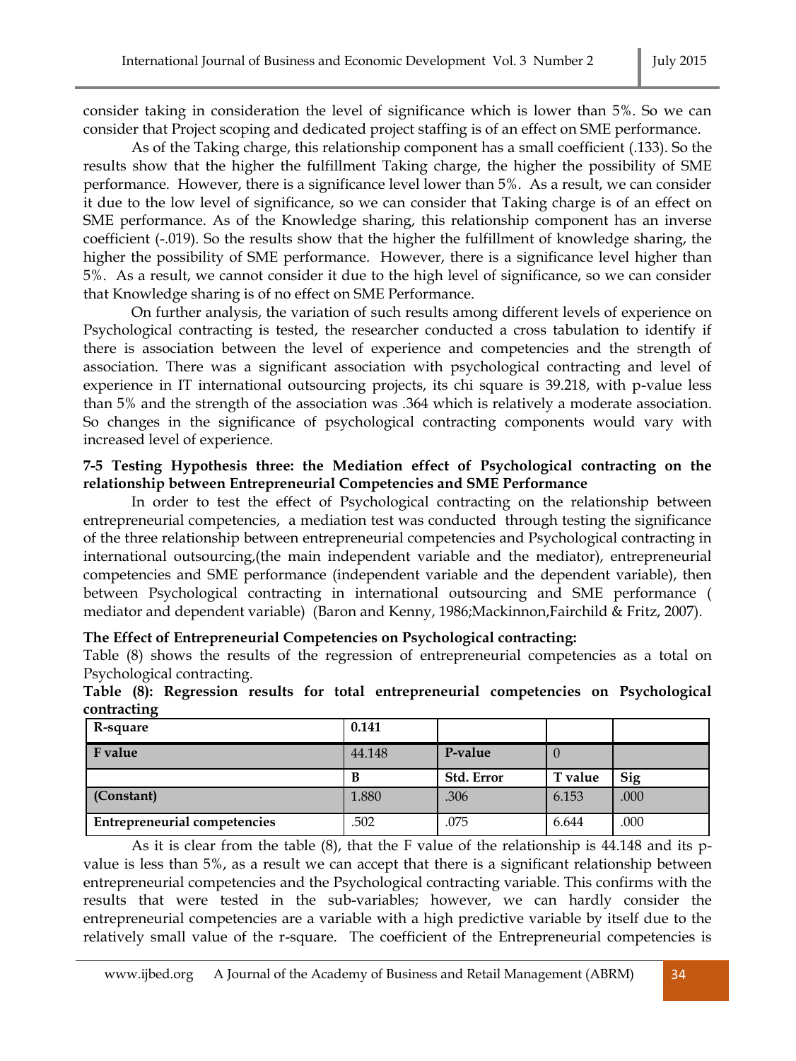consider taking in consideration the level of significance which is lower than 5%. So we can consider that Project scoping and dedicated project staffing is of an effect on SME performance.

As of the Taking charge, this relationship component has a small coefficient (.133). So the results show that the higher the fulfillment Taking charge, the higher the possibility of SME performance. However, there is a significance level lower than 5%. As a result, we can consider it due to the low level of significance, so we can consider that Taking charge is of an effect on SME performance. As of the Knowledge sharing, this relationship component has an inverse coefficient (-.019). So the results show that the higher the fulfillment of knowledge sharing, the higher the possibility of SME performance. However, there is a significance level higher than 5%. As a result, we cannot consider it due to the high level of significance, so we can consider that Knowledge sharing is of no effect on SME Performance.

On further analysis, the variation of such results among different levels of experience on Psychological contracting is tested, the researcher conducted a cross tabulation to identify if there is association between the level of experience and competencies and the strength of association. There was a significant association with psychological contracting and level of experience in IT international outsourcing projects, its chi square is 39.218, with p-value less than 5% and the strength of the association was .364 which is relatively a moderate association. So changes in the significance of psychological contracting components would vary with increased level of experience.

**7-5 Testing Hypothesis three: the Mediation effect of Psychological contracting on the relationship between Entrepreneurial Competencies and SME Performance**

In order to test the effect of Psychological contracting on the relationship between entrepreneurial competencies, a mediation test was conducted through testing the significance of the three relationship between entrepreneurial competencies and Psychological contracting in international outsourcing,(the main independent variable and the mediator), entrepreneurial competencies and SME performance (independent variable and the dependent variable), then between Psychological contracting in international outsourcing and SME performance ( mediator and dependent variable) (Baron and Kenny, 1986;Mackinnon,Fairchild & Fritz, 2007).

**The Effect of Entrepreneurial Competencies on Psychological contracting:**

Table (8) shows the results of the regression of entrepreneurial competencies as a total on Psychological contracting.

**Table (8): Regression results for total entrepreneurial competencies on Psychological contracting**

| **R-square** | **0.141** | | | |
|---|---|---|---|---|
| **F value** | 44.148 | **P-value** | 0 | |
| | **B** | **Std. Error** | **T value** | **Sig** |
| **(Constant)** | 1.880 | .306 | 6.153 | .000 |
| **Entrepreneurial competencies** | .502 | .075 | 6.644 | .000 |

As it is clear from the table (8), that the F value of the relationship is 44.148 and its p-value is less than 5%, as a result we can accept that there is a significant relationship between entrepreneurial competencies and the Psychological contracting variable. This confirms with the results that were tested in the sub-variables; however, we can hardly consider the entrepreneurial competencies are a variable with a high predictive variable by itself due to the relatively small value of the r-square. The coefficient of the Entrepreneurial competencies is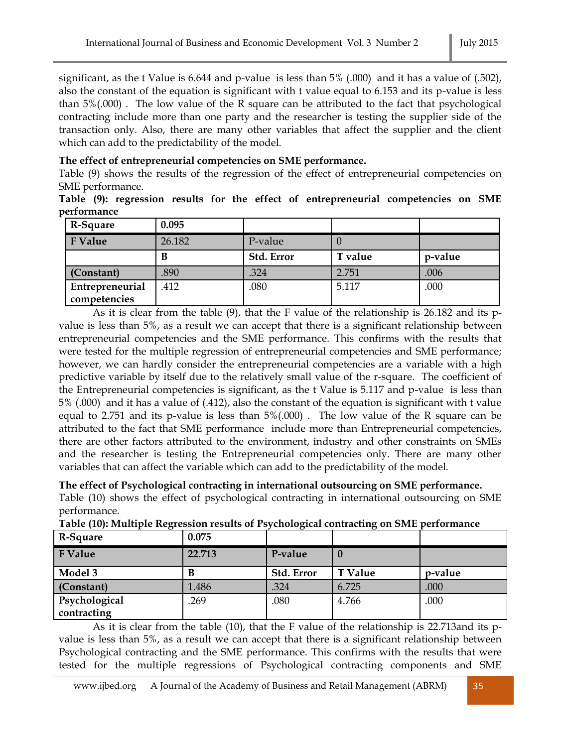significant, as the t Value is 6.644 and p-value is less than 5% (.000) and it has a value of (.502), also the constant of the equation is significant with t value equal to 6.153 and its p-value is less than 5%(.000) . The low value of the R square can be attributed to the fact that psychological contracting include more than one party and the researcher is testing the supplier side of the transaction only. Also, there are many other variables that affect the supplier and the client which can add to the predictability of the model.

**The effect of entrepreneurial competencies on SME performance.**

Table (9) shows the results of the regression of the effect of entrepreneurial competencies on SME performance.

**Table (9): regression results for the effect of entrepreneurial competencies on SME performance**

| R-Square | 0.095 | | | |
|---|---|---|---|---|
| F Value | 26.182 | P-value | 0 | |
| | B | Std. Error | T value | p-value |
| (Constant) | .890 | .324 | 2.751 | .006 |
| Entrepreneurial competencies | .412 | .080 | 5.117 | .000 |

As it is clear from the table (9), that the F value of the relationship is 26.182 and its p-value is less than 5%, as a result we can accept that there is a significant relationship between entrepreneurial competencies and the SME performance. This confirms with the results that were tested for the multiple regression of entrepreneurial competencies and SME performance; however, we can hardly consider the entrepreneurial competencies are a variable with a high predictive variable by itself due to the relatively small value of the r-square. The coefficient of the Entrepreneurial competencies is significant, as the t Value is 5.117 and p-value is less than 5% (.000) and it has a value of (.412), also the constant of the equation is significant with t value equal to 2.751 and its p-value is less than 5%(.000) . The low value of the R square can be attributed to the fact that SME performance include more than Entrepreneurial competencies, there are other factors attributed to the environment, industry and other constraints on SMEs and the researcher is testing the Entrepreneurial competencies only. There are many other variables that can affect the variable which can add to the predictability of the model.

**The effect of Psychological contracting in international outsourcing on SME performance.**

Table (10) shows the effect of psychological contracting in international outsourcing on SME performance.

**Table (10): Multiple Regression results of Psychological contracting on SME performance**

| R-Square | 0.075 | | | |
|---|---|---|---|---|
| F Value | 22.713 | P-value | 0 | |
| Model 3 | B | Std. Error | T Value | p-value |
| (Constant) | 1.486 | .324 | 6.725 | .000 |
| Psychological contracting | .269 | .080 | 4.766 | .000 |

As it is clear from the table (10), that the F value of the relationship is 22.713and its p-value is less than 5%, as a result we can accept that there is a significant relationship between Psychological contracting and the SME performance. This confirms with the results that were tested for the multiple regressions of Psychological contracting components and SME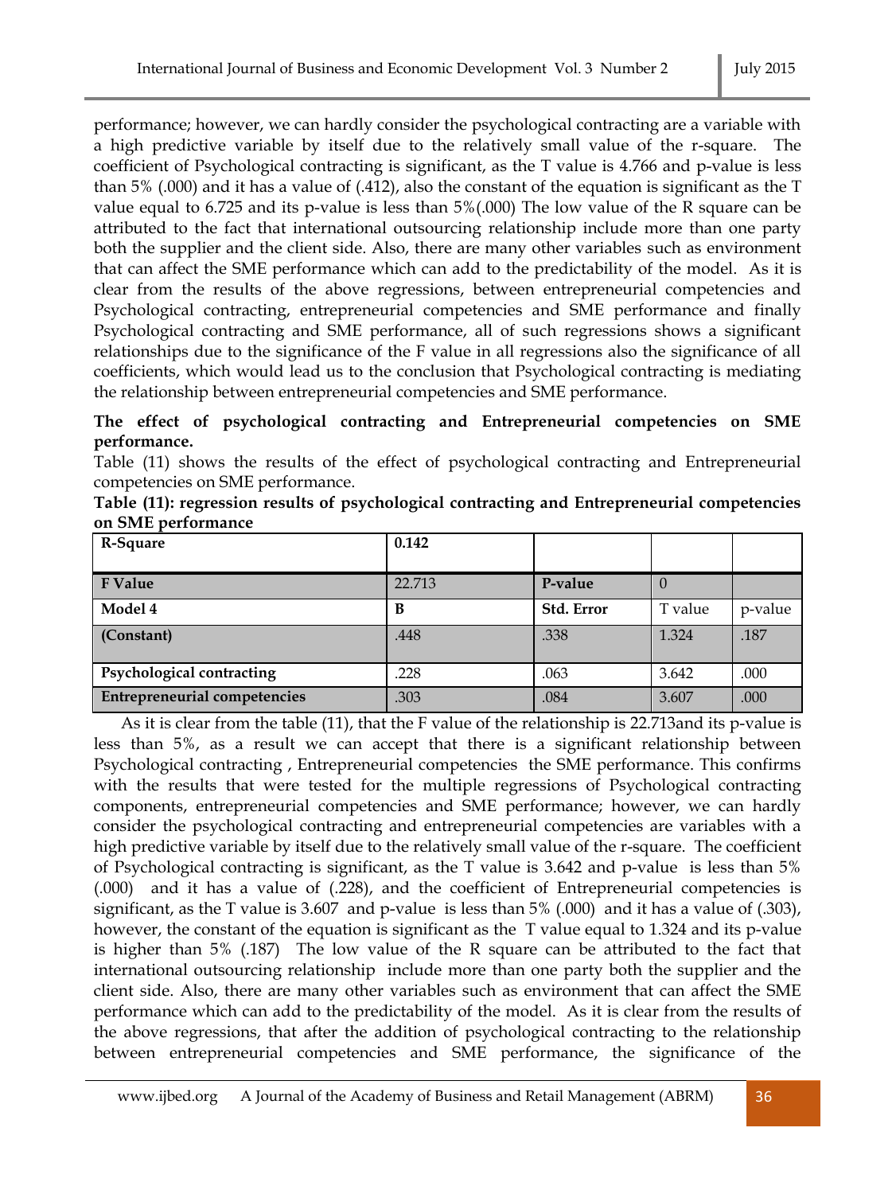performance; however, we can hardly consider the psychological contracting are a variable with a high predictive variable by itself due to the relatively small value of the r-square. The coefficient of Psychological contracting is significant, as the T value is 4.766 and p-value is less than 5% (.000) and it has a value of (.412), also the constant of the equation is significant as the T value equal to 6.725 and its p-value is less than 5%(.000) The low value of the R square can be attributed to the fact that international outsourcing relationship include more than one party both the supplier and the client side. Also, there are many other variables such as environment that can affect the SME performance which can add to the predictability of the model. As it is clear from the results of the above regressions, between entrepreneurial competencies and Psychological contracting, entrepreneurial competencies and SME performance and finally Psychological contracting and SME performance, all of such regressions shows a significant relationships due to the significance of the F value in all regressions also the significance of all coefficients, which would lead us to the conclusion that Psychological contracting is mediating the relationship between entrepreneurial competencies and SME performance.

**The effect of psychological contracting and Entrepreneurial competencies on SME performance.**

Table (11) shows the results of the effect of psychological contracting and Entrepreneurial competencies on SME performance.

**Table (11): regression results of psychological contracting and Entrepreneurial competencies on SME performance**

| R-Square | 0.142 | | | |
|---|---|---|---|---|
| **F Value** | 22.713 | **P-value** | 0 | |
| **Model 4** | **B** | **Std. Error** | T value | p-value |
| **(Constant)** | .448 | .338 | 1.324 | .187 |
| **Psychological contracting** | .228 | .063 | 3.642 | .000 |
| **Entrepreneurial competencies** | .303 | .084 | 3.607 | .000 |

As it is clear from the table (11), that the F value of the relationship is 22.713and its p-value is less than 5%, as a result we can accept that there is a significant relationship between Psychological contracting , Entrepreneurial competencies the SME performance. This confirms with the results that were tested for the multiple regressions of Psychological contracting components, entrepreneurial competencies and SME performance; however, we can hardly consider the psychological contracting and entrepreneurial competencies are variables with a high predictive variable by itself due to the relatively small value of the r-square. The coefficient of Psychological contracting is significant, as the T value is 3.642 and p-value is less than 5% (.000) and it has a value of (.228), and the coefficient of Entrepreneurial competencies is significant, as the T value is 3.607 and p-value is less than 5% (.000) and it has a value of (.303), however, the constant of the equation is significant as the T value equal to 1.324 and its p-value is higher than 5% (.187) The low value of the R square can be attributed to the fact that international outsourcing relationship include more than one party both the supplier and the client side. Also, there are many other variables such as environment that can affect the SME performance which can add to the predictability of the model. As it is clear from the results of the above regressions, that after the addition of psychological contracting to the relationship between entrepreneurial competencies and SME performance, the significance of the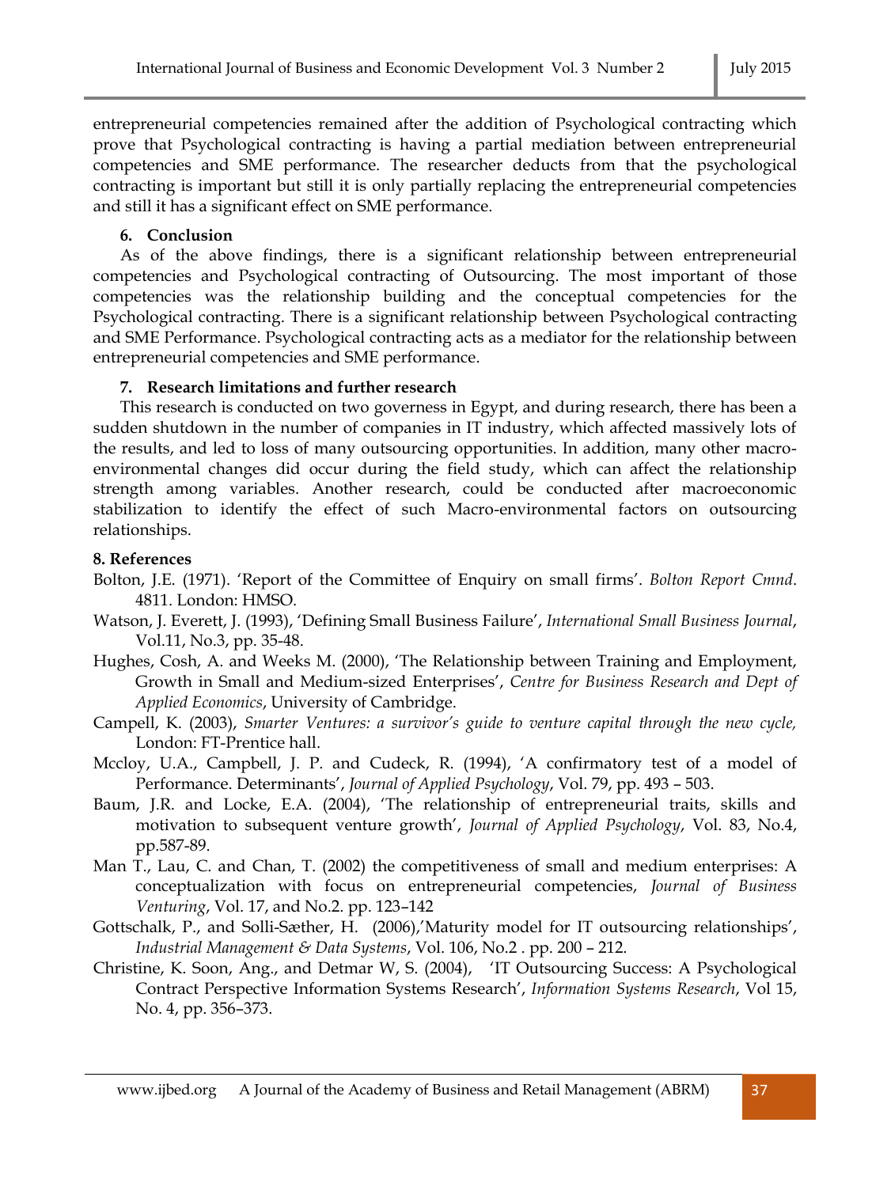entrepreneurial competencies remained after the addition of Psychological contracting which prove that Psychological contracting is having a partial mediation between entrepreneurial competencies and SME performance. The researcher deducts from that the psychological contracting is important but still it is only partially replacing the entrepreneurial competencies and still it has a significant effect on SME performance.

## 6. Conclusion

As of the above findings, there is a significant relationship between entrepreneurial competencies and Psychological contracting of Outsourcing. The most important of those competencies was the relationship building and the conceptual competencies for the Psychological contracting. There is a significant relationship between Psychological contracting and SME Performance. Psychological contracting acts as a mediator for the relationship between entrepreneurial competencies and SME performance.

## 7. Research limitations and further research

This research is conducted on two governess in Egypt, and during research, there has been a sudden shutdown in the number of companies in IT industry, which affected massively lots of the results, and led to loss of many outsourcing opportunities. In addition, many other macro-environmental changes did occur during the field study, which can affect the relationship strength among variables. Another research, could be conducted after macroeconomic stabilization to identify the effect of such Macro-environmental factors on outsourcing relationships.

## 8. References

Bolton, J.E. (1971). 'Report of the Committee of Enquiry on small firms'. *Bolton Report Cmnd*. 4811. London: HMSO.

Watson, J. Everett, J. (1993), 'Defining Small Business Failure', *International Small Business Journal*, Vol.11, No.3, pp. 35-48.

Hughes, Cosh, A. and Weeks M. (2000), 'The Relationship between Training and Employment, Growth in Small and Medium-sized Enterprises', *Centre for Business Research and Dept of Applied Economics*, University of Cambridge.

Campell, K. (2003), *Smarter Ventures: a survivor's guide to venture capital through the new cycle,* London: FT-Prentice hall.

Mccloy, U.A., Campbell, J. P. and Cudeck, R. (1994), 'A confirmatory test of a model of Performance. Determinants', *Journal of Applied Psychology*, Vol. 79, pp. 493 – 503.

Baum, J.R. and Locke, E.A. (2004), 'The relationship of entrepreneurial traits, skills and motivation to subsequent venture growth', *Journal of Applied Psychology*, Vol. 83, No.4, pp.587-89.

Man T., Lau, C. and Chan, T. (2002) the competitiveness of small and medium enterprises: A conceptualization with focus on entrepreneurial competencies, *Journal of Business Venturing*, Vol. 17, and No.2. pp. 123–142

Gottschalk, P., and Solli-Sæther, H. (2006),'Maturity model for IT outsourcing relationships', *Industrial Management & Data Systems*, Vol. 106, No.2 . pp. 200 – 212.

Christine, K. Soon, Ang., and Detmar W, S. (2004), 'IT Outsourcing Success: A Psychological Contract Perspective Information Systems Research', *Information Systems Research*, Vol 15, No. 4, pp. 356–373.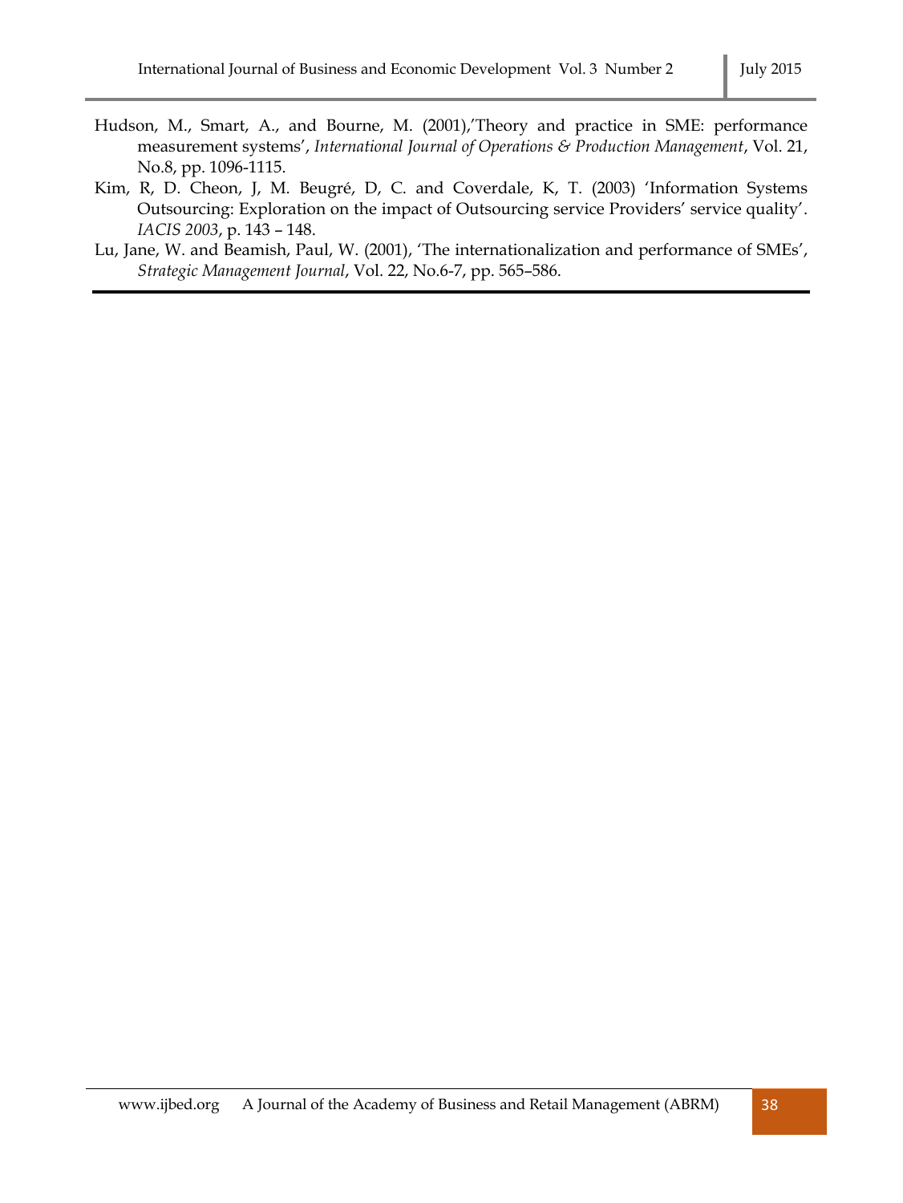Hudson, M., Smart, A., and Bourne, M. (2001),'Theory and practice in SME: performance measurement systems', *International Journal of Operations & Production Management*, Vol. 21, No.8, pp. 1096-1115.

Kim, R, D. Cheon, J, M. Beugré, D, C. and Coverdale, K, T. (2003) 'Information Systems Outsourcing: Exploration on the impact of Outsourcing service Providers' service quality'. *IACIS 2003*, p. 143 – 148.

Lu, Jane, W. and Beamish, Paul, W. (2001), 'The internationalization and performance of SMEs', *Strategic Management Journal*, Vol. 22, No.6-7, pp. 565–586.